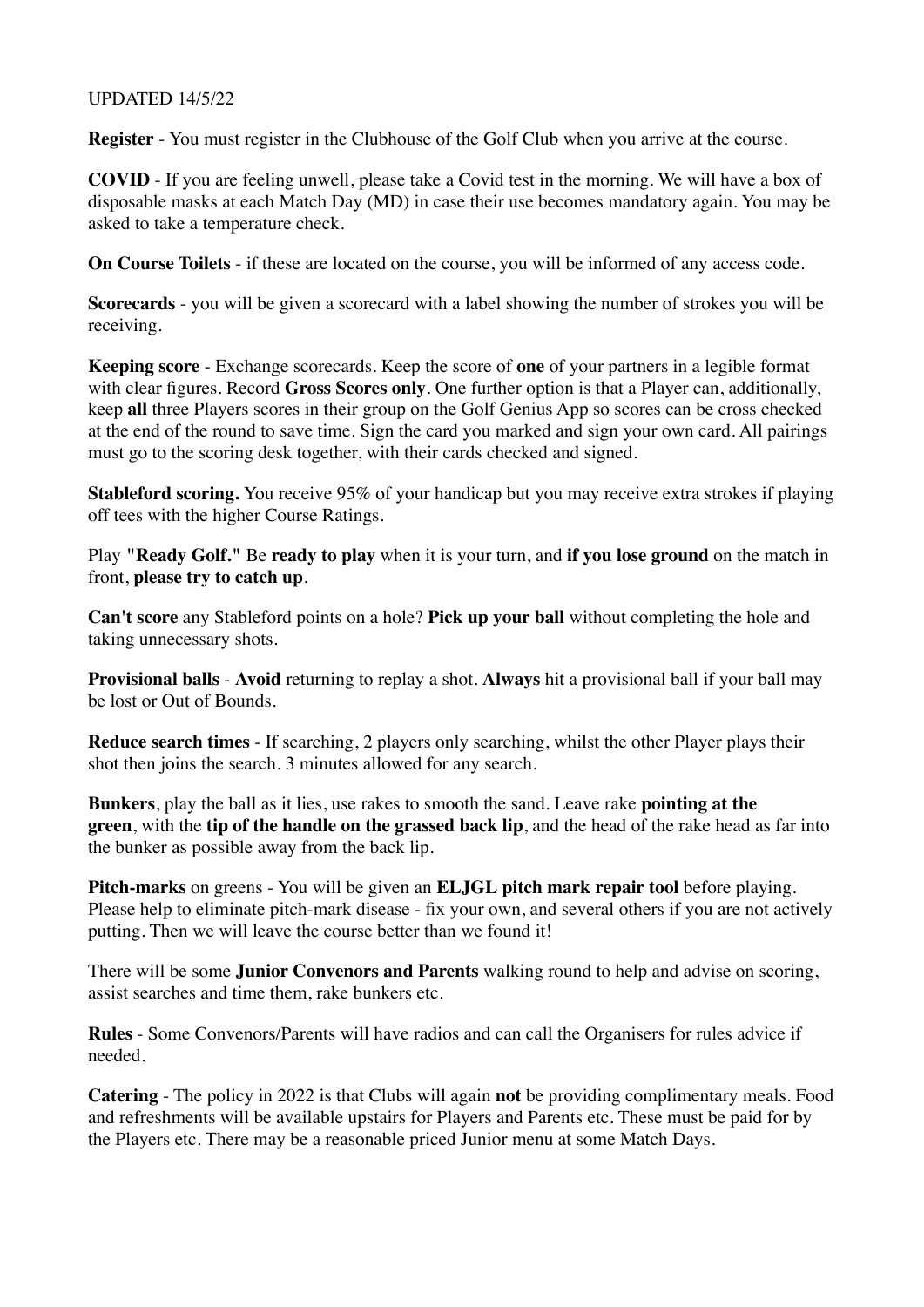UPDATED 14/5/22

**Register** - You must register in the Clubhouse of the Golf Club when you arrive at the course.

**COVID** - If you are feeling unwell, please take a Covid test in the morning. We will have a box of disposable masks at each Match Day (MD) in case their use becomes mandatory again. You may be asked to take a temperature check.

**On Course Toilets** - if these are located on the course, you will be informed of any access code.

**Scorecards** - you will be given a scorecard with a label showing the number of strokes you will be receiving.

**Keeping score** - Exchange scorecards. Keep the score of **one** of your partners in a legible format with clear figures. Record **Gross Scores only**. One further option is that a Player can, additionally, keep **all** three Players scores in their group on the Golf Genius App so scores can be cross checked at the end of the round to save time. Sign the card you marked and sign your own card. All pairings must go to the scoring desk together, with their cards checked and signed.

**Stableford scoring.** You receive 95% of your handicap but you may receive extra strokes if playing off tees with the higher Course Ratings.

Play **"Ready Golf."** Be **ready to play** when it is your turn, and **if you lose ground** on the match in front, **please try to catch up**.

**Can't score** any Stableford points on a hole? **Pick up your ball** without completing the hole and taking unnecessary shots.

**Provisional balls** - **Avoid** returning to replay a shot. **Always** hit a provisional ball if your ball may be lost or Out of Bounds.

**Reduce search times** - If searching, 2 players only searching, whilst the other Player plays their shot then joins the search. 3 minutes allowed for any search.

**Bunkers**, play the ball as it lies, use rakes to smooth the sand. Leave rake **pointing at the green**, with the **tip of the handle on the grassed back lip**, and the head of the rake head as far into the bunker as possible away from the back lip.

**Pitch-marks** on greens - You will be given an **ELJGL pitch mark repair tool** before playing. Please help to eliminate pitch-mark disease - fix your own, and several others if you are not actively putting. Then we will leave the course better than we found it!

There will be some **Junior Convenors and Parents** walking round to help and advise on scoring, assist searches and time them, rake bunkers etc.

**Rules** - Some Convenors/Parents will have radios and can call the Organisers for rules advice if needed.

**Catering** - The policy in 2022 is that Clubs will again **not** be providing complimentary meals. Food and refreshments will be available upstairs for Players and Parents etc. These must be paid for by the Players etc. There may be a reasonable priced Junior menu at some Match Days.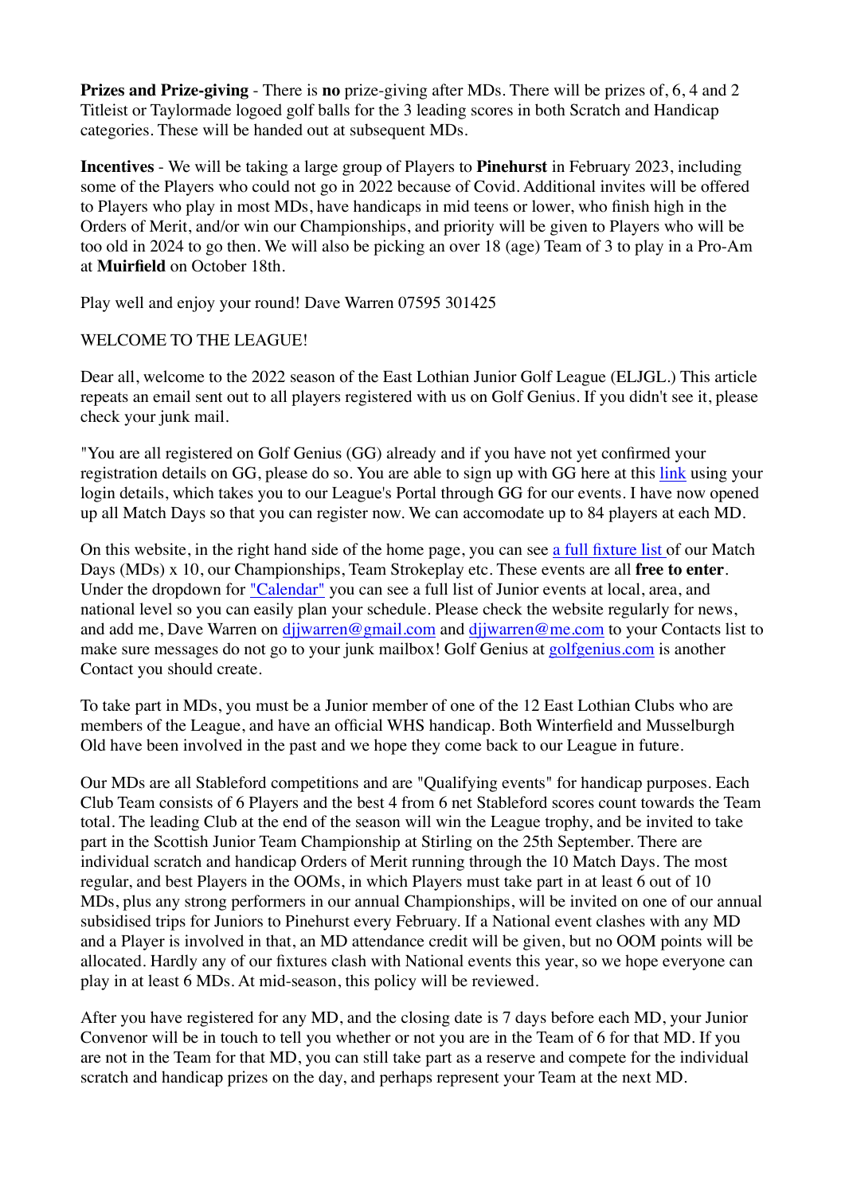**Prizes and Prize-giving** - There is **no** prize-giving after MDs. There will be prizes of, 6, 4 and 2 Titleist or Taylormade logoed golf balls for the 3 leading scores in both Scratch and Handicap categories. These will be handed out at subsequent MDs.

**Incentives** - We will be taking a large group of Players to **Pinehurst** in February 2023, including some of the Players who could not go in 2022 because of Covid. Additional invites will be offered to Players who play in most MDs, have handicaps in mid teens or lower, who finish high in the Orders of Merit, and/or win our Championships, and priority will be given to Players who will be too old in 2024 to go then. We will also be picking an over 18 (age) Team of 3 to play in a Pro-Am at **Muirfield** on October 18th.

Play well and enjoy your round! Dave Warren 07595 301425

WELCOME TO THE LEAGUE!

Dear all, welcome to the 2022 season of the East Lothian Junior Golf League (ELJGL.) This article repeats an email sent out to all players registered with us on Golf Genius. If you didn't see it, please check your junk mail.

"You are all registered on Golf Genius (GG) already and if you have not yet confirmed your registration details on GG, please do so. You are able to sign up with GG here at this link using your login details, which takes you to our League's Portal through GG for our events. I have now opened up all Match Days so that you can register now. We can accomodate up to 84 players at each MD.

On this website, in the right hand side of the home page, you can see a full fixture list of our Match Days (MDs) x 10, our Championships, Team Strokeplay etc. These events are all **free to enter**. Under the dropdown for "Calendar" you can see a full list of Junior events at local, area, and national level so you can easily plan your schedule. Please check the website regularly for news, and add me, Dave Warren on djjwarren@gmail.com and djjwarren@me.com to your Contacts list to make sure messages do not go to your junk mailbox! Golf Genius at golfgenius.com is another Contact you should create.

To take part in MDs, you must be a Junior member of one of the 12 East Lothian Clubs who are members of the League, and have an official WHS handicap. Both Winterfield and Musselburgh Old have been involved in the past and we hope they come back to our League in future.

Our MDs are all Stableford competitions and are "Qualifying events" for handicap purposes. Each Club Team consists of 6 Players and the best 4 from 6 net Stableford scores count towards the Team total. The leading Club at the end of the season will win the League trophy, and be invited to take part in the Scottish Junior Team Championship at Stirling on the 25th September. There are individual scratch and handicap Orders of Merit running through the 10 Match Days. The most regular, and best Players in the OOMs, in which Players must take part in at least 6 out of 10 MDs, plus any strong performers in our annual Championships, will be invited on one of our annual subsidised trips for Juniors to Pinehurst every February. If a National event clashes with any MD and a Player is involved in that, an MD attendance credit will be given, but no OOM points will be allocated. Hardly any of our fixtures clash with National events this year, so we hope everyone can play in at least 6 MDs. At mid-season, this policy will be reviewed.

After you have registered for any MD, and the closing date is 7 days before each MD, your Junior Convenor will be in touch to tell you whether or not you are in the Team of 6 for that MD. If you are not in the Team for that MD, you can still take part as a reserve and compete for the individual scratch and handicap prizes on the day, and perhaps represent your Team at the next MD.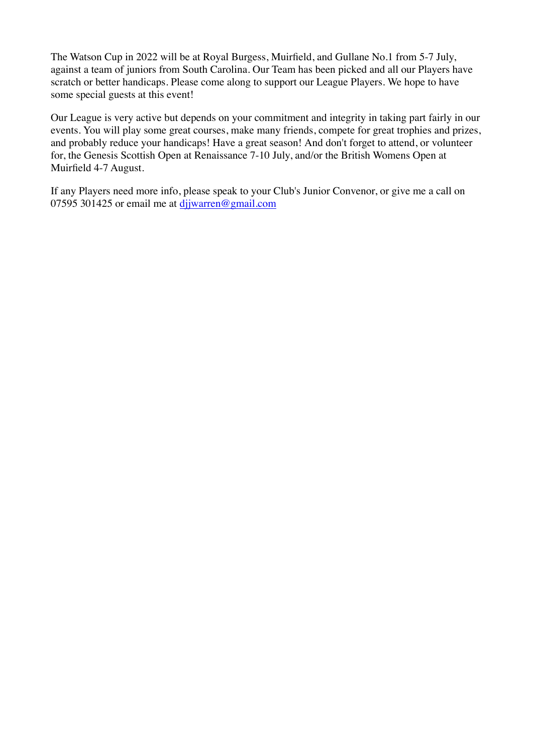The Watson Cup in 2022 will be at Royal Burgess, Muirfield, and Gullane No.1 from 5-7 July, against a team of juniors from South Carolina. Our Team has been picked and all our Players have scratch or better handicaps. Please come along to support our League Players. We hope to have some special guests at this event!

Our League is very active but depends on your commitment and integrity in taking part fairly in our events. You will play some great courses, make many friends, compete for great trophies and prizes, and probably reduce your handicaps! Have a great season! And don't forget to attend, or volunteer for, the Genesis Scottish Open at Renaissance 7-10 July, and/or the British Womens Open at Muirfield 4-7 August.

If any Players need more info, please speak to your Club's Junior Convenor, or give me a call on 07595 301425 or email me at [djjwarren@gmail.com](mailto:djjwarren@gmail.com)